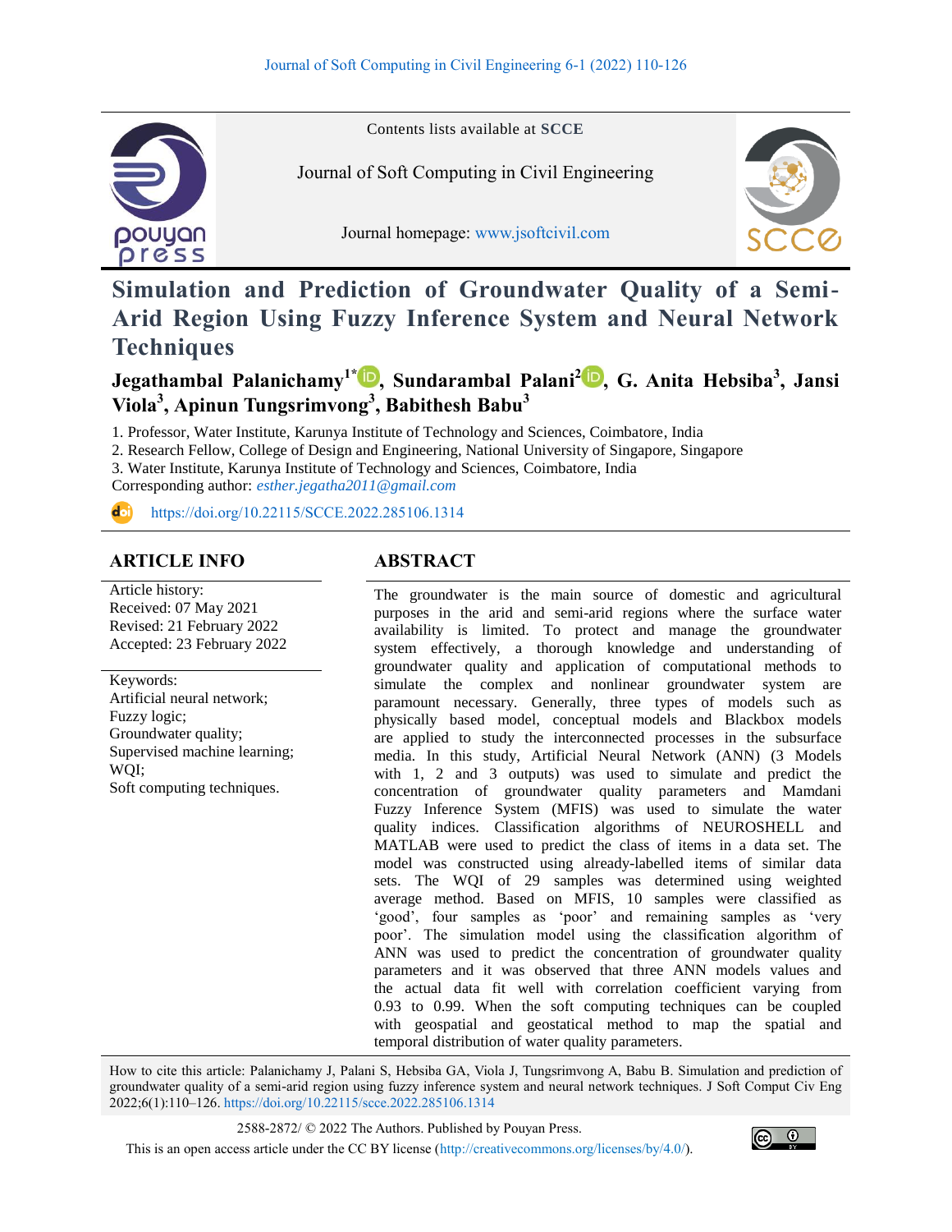Contents lists available at **SCCE**

Journal of Soft Computing in Civil Engineering

Journal homepage: www.jsoftcivil.com

# Simulation and Prediction of Groundwater Quality of a Semi-Arid Region Using Fuzzy Inference System and Neural Network Techniques

**Jegathambal Palanichamy[1*], Sundarambal Palani[2], G. Anita Hebsiba[3], Jansi Viola[3], Apinun Tungsrimvong[3], Babithesh Babu[3]**

1. Professor, Water Institute, Karunya Institute of Technology and Sciences, Coimbatore, India
2. Research Fellow, College of Design and Engineering, National University of Singapore, Singapore
3. Water Institute, Karunya Institute of Technology and Sciences, Coimbatore, India

Corresponding author: *esther.jegatha2011@gmail.com*

https://doi.org/10.22115/SCCE.2022.285106.1314

## ARTICLE INFO

Article history:
Received: 07 May 2021
Revised: 21 February 2022
Accepted: 23 February 2022

Keywords:
Artificial neural network;
Fuzzy logic;
Groundwater quality;
Supervised machine learning;
WQI;
Soft computing techniques.

## ABSTRACT

The groundwater is the main source of domestic and agricultural purposes in the arid and semi-arid regions where the surface water availability is limited. To protect and manage the groundwater system effectively, a thorough knowledge and understanding of groundwater quality and application of computational methods to simulate the complex and nonlinear groundwater system are paramount necessary. Generally, three types of models such as physically based model, conceptual models and Blackbox models are applied to study the interconnected processes in the subsurface media. In this study, Artificial Neural Network (ANN) (3 Models with 1, 2 and 3 outputs) was used to simulate and predict the concentration of groundwater quality parameters and Mamdani Fuzzy Inference System (MFIS) was used to simulate the water quality indices. Classification algorithms of NEUROSHELL and MATLAB were used to predict the class of items in a data set. The model was constructed using already-labelled items of similar data sets. The WQI of 29 samples was determined using weighted average method. Based on MFIS, 10 samples were classified as 'good', four samples as 'poor' and remaining samples as 'very poor'. The simulation model using the classification algorithm of ANN was used to predict the concentration of groundwater quality parameters and it was observed that three ANN models values and the actual data fit well with correlation coefficient varying from 0.93 to 0.99. When the soft computing techniques can be coupled with geospatial and geostatical method to map the spatial and temporal distribution of water quality parameters.

How to cite this article: Palanichamy J, Palani S, Hebsiba GA, Viola J, Tungsrimvong A, Babu B. Simulation and prediction of groundwater quality of a semi-arid region using fuzzy inference system and neural network techniques. J Soft Comput Civ Eng 2022;6(1):110–126. https://doi.org/10.22115/scce.2022.285106.1314

2588-2872/ © 2022 The Authors. Published by Pouyan Press.
This is an open access article under the CC BY license (http://creativecommons.org/licenses/by/4.0/).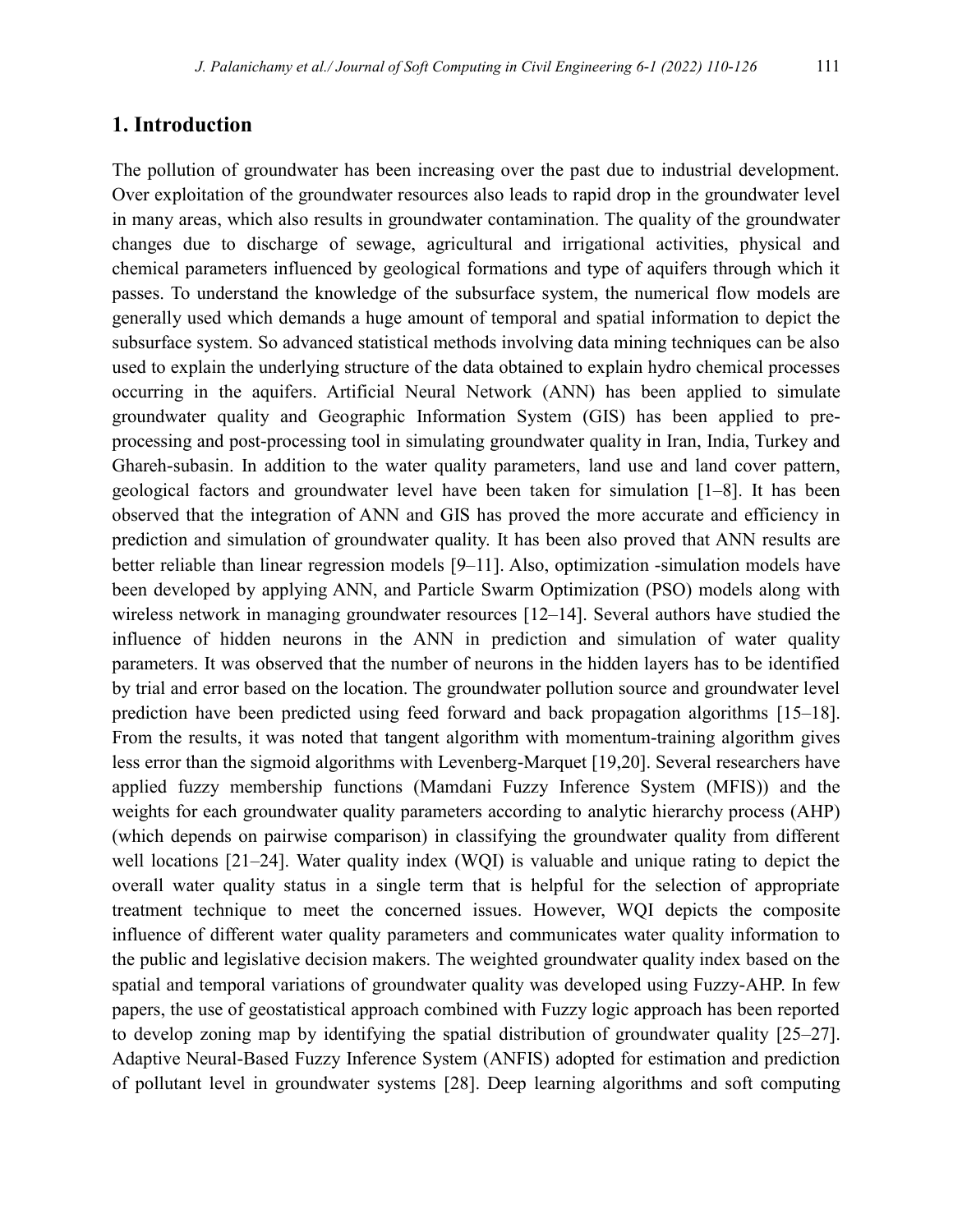## 1. Introduction

The pollution of groundwater has been increasing over the past due to industrial development. Over exploitation of the groundwater resources also leads to rapid drop in the groundwater level in many areas, which also results in groundwater contamination. The quality of the groundwater changes due to discharge of sewage, agricultural and irrigational activities, physical and chemical parameters influenced by geological formations and type of aquifers through which it passes. To understand the knowledge of the subsurface system, the numerical flow models are generally used which demands a huge amount of temporal and spatial information to depict the subsurface system. So advanced statistical methods involving data mining techniques can be also used to explain the underlying structure of the data obtained to explain hydro chemical processes occurring in the aquifers. Artificial Neural Network (ANN) has been applied to simulate groundwater quality and Geographic Information System (GIS) has been applied to pre-processing and post-processing tool in simulating groundwater quality in Iran, India, Turkey and Ghareh-subasin. In addition to the water quality parameters, land use and land cover pattern, geological factors and groundwater level have been taken for simulation [1–8]. It has been observed that the integration of ANN and GIS has proved the more accurate and efficiency in prediction and simulation of groundwater quality. It has been also proved that ANN results are better reliable than linear regression models [9–11]. Also, optimization -simulation models have been developed by applying ANN, and Particle Swarm Optimization (PSO) models along with wireless network in managing groundwater resources [12–14]. Several authors have studied the influence of hidden neurons in the ANN in prediction and simulation of water quality parameters. It was observed that the number of neurons in the hidden layers has to be identified by trial and error based on the location. The groundwater pollution source and groundwater level prediction have been predicted using feed forward and back propagation algorithms [15–18]. From the results, it was noted that tangent algorithm with momentum-training algorithm gives less error than the sigmoid algorithms with Levenberg-Marquet [19,20]. Several researchers have applied fuzzy membership functions (Mamdani Fuzzy Inference System (MFIS)) and the weights for each groundwater quality parameters according to analytic hierarchy process (AHP) (which depends on pairwise comparison) in classifying the groundwater quality from different well locations [21–24]. Water quality index (WQI) is valuable and unique rating to depict the overall water quality status in a single term that is helpful for the selection of appropriate treatment technique to meet the concerned issues. However, WQI depicts the composite influence of different water quality parameters and communicates water quality information to the public and legislative decision makers. The weighted groundwater quality index based on the spatial and temporal variations of groundwater quality was developed using Fuzzy-AHP. In few papers, the use of geostatistical approach combined with Fuzzy logic approach has been reported to develop zoning map by identifying the spatial distribution of groundwater quality [25–27]. Adaptive Neural-Based Fuzzy Inference System (ANFIS) adopted for estimation and prediction of pollutant level in groundwater systems [28]. Deep learning algorithms and soft computing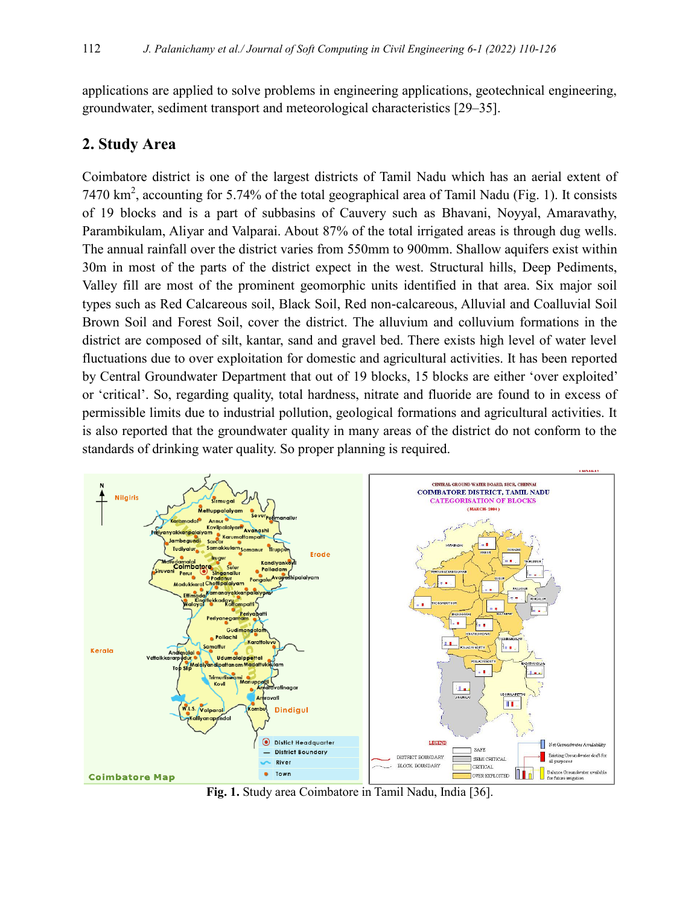applications are applied to solve problems in engineering applications, geotechnical engineering, groundwater, sediment transport and meteorological characteristics [29–35].

## 2. Study Area

Coimbatore district is one of the largest districts of Tamil Nadu which has an aerial extent of 7470 km$^2$, accounting for 5.74% of the total geographical area of Tamil Nadu (Fig. 1). It consists of 19 blocks and is a part of subbasins of Cauvery such as Bhavani, Noyyal, Amaravathy, Parambikulam, Aliyar and Valparai. About 87% of the total irrigated areas is through dug wells. The annual rainfall over the district varies from 550mm to 900mm. Shallow aquifers exist within 30m in most of the parts of the district expect in the west. Structural hills, Deep Pediments, Valley fill are most of the prominent geomorphic units identified in that area. Six major soil types such as Red Calcareous soil, Black Soil, Red non-calcareous, Alluvial and Coalluvial Soil Brown Soil and Forest Soil, cover the district. The alluvium and colluvium formations in the district are composed of silt, kantar, sand and gravel bed. There exists high level of water level fluctuations due to over exploitation for domestic and agricultural activities. It has been reported by Central Groundwater Department that out of 19 blocks, 15 blocks are either 'over exploited' or 'critical'. So, regarding quality, total hardness, nitrate and fluoride are found to in excess of permissible limits due to industrial pollution, geological formations and agricultural activities. It is also reported that the groundwater quality in many areas of the district do not conform to the standards of drinking water quality. So proper planning is required.

**Fig. 1.** Study area Coimbatore in Tamil Nadu, India [36].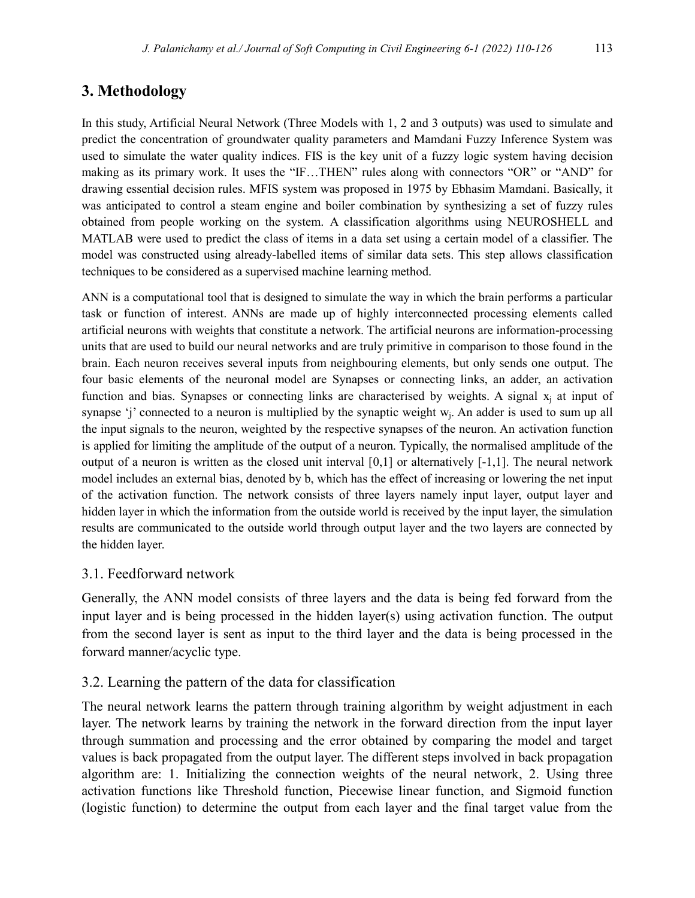## 3. Methodology

In this study, Artificial Neural Network (Three Models with 1, 2 and 3 outputs) was used to simulate and predict the concentration of groundwater quality parameters and Mamdani Fuzzy Inference System was used to simulate the water quality indices. FIS is the key unit of a fuzzy logic system having decision making as its primary work. It uses the "IF…THEN" rules along with connectors "OR" or "AND" for drawing essential decision rules. MFIS system was proposed in 1975 by Ebhasim Mamdani. Basically, it was anticipated to control a steam engine and boiler combination by synthesizing a set of fuzzy rules obtained from people working on the system. A classification algorithms using NEUROSHELL and MATLAB were used to predict the class of items in a data set using a certain model of a classifier. The model was constructed using already-labelled items of similar data sets. This step allows classification techniques to be considered as a supervised machine learning method.

ANN is a computational tool that is designed to simulate the way in which the brain performs a particular task or function of interest. ANNs are made up of highly interconnected processing elements called artificial neurons with weights that constitute a network. The artificial neurons are information-processing units that are used to build our neural networks and are truly primitive in comparison to those found in the brain. Each neuron receives several inputs from neighbouring elements, but only sends one output. The four basic elements of the neuronal model are Synapses or connecting links, an adder, an activation function and bias. Synapses or connecting links are characterised by weights. A signal $x_j$ at input of synapse 'j' connected to a neuron is multiplied by the synaptic weight $w_j$. An adder is used to sum up all the input signals to the neuron, weighted by the respective synapses of the neuron. An activation function is applied for limiting the amplitude of the output of a neuron. Typically, the normalised amplitude of the output of a neuron is written as the closed unit interval [0,1] or alternatively [-1,1]. The neural network model includes an external bias, denoted by b, which has the effect of increasing or lowering the net input of the activation function. The network consists of three layers namely input layer, output layer and hidden layer in which the information from the outside world is received by the input layer, the simulation results are communicated to the outside world through output layer and the two layers are connected by the hidden layer.

### 3.1. Feedforward network

Generally, the ANN model consists of three layers and the data is being fed forward from the input layer and is being processed in the hidden layer(s) using activation function. The output from the second layer is sent as input to the third layer and the data is being processed in the forward manner/acyclic type.

### 3.2. Learning the pattern of the data for classification

The neural network learns the pattern through training algorithm by weight adjustment in each layer. The network learns by training the network in the forward direction from the input layer through summation and processing and the error obtained by comparing the model and target values is back propagated from the output layer. The different steps involved in back propagation algorithm are: 1. Initializing the connection weights of the neural network, 2. Using three activation functions like Threshold function, Piecewise linear function, and Sigmoid function (logistic function) to determine the output from each layer and the final target value from the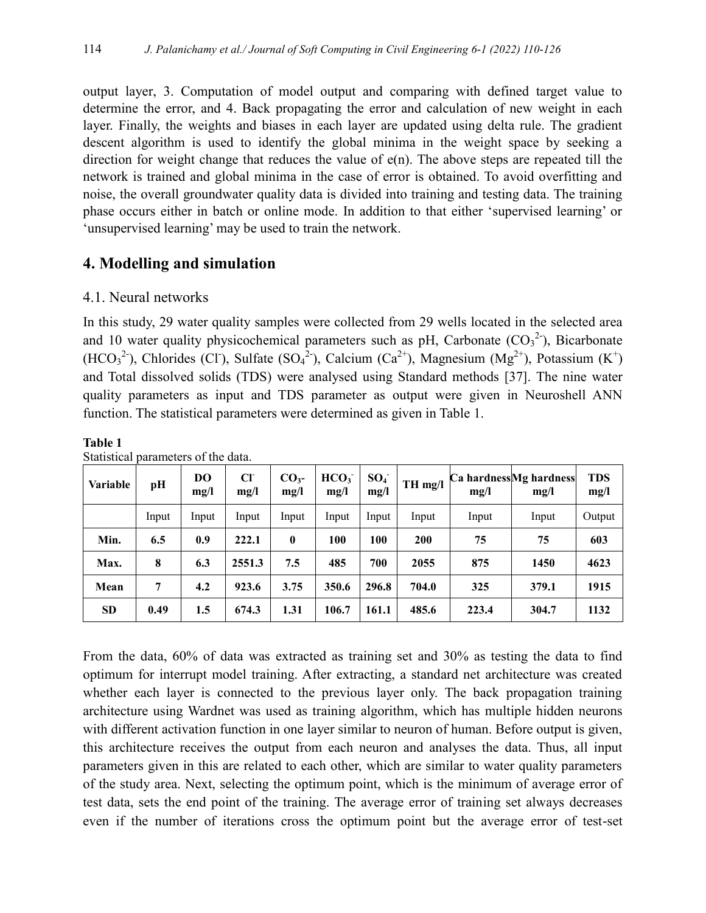output layer, 3. Computation of model output and comparing with defined target value to determine the error, and 4. Back propagating the error and calculation of new weight in each layer. Finally, the weights and biases in each layer are updated using delta rule. The gradient descent algorithm is used to identify the global minima in the weight space by seeking a direction for weight change that reduces the value of e(n). The above steps are repeated till the network is trained and global minima in the case of error is obtained. To avoid overfitting and noise, the overall groundwater quality data is divided into training and testing data. The training phase occurs either in batch or online mode. In addition to that either 'supervised learning' or 'unsupervised learning' may be used to train the network.

## 4. Modelling and simulation

### 4.1. Neural networks

In this study, 29 water quality samples were collected from 29 wells located in the selected area and 10 water quality physicochemical parameters such as pH, Carbonate ($CO_3^{2-}$), Bicarbonate ($HCO_3^{2-}$), Chlorides ($Cl^-$), Sulfate ($SO_4^{2-}$), Calcium ($Ca^{2+}$), Magnesium ($Mg^{2+}$), Potassium ($K^+$) and Total dissolved solids (TDS) were analysed using Standard methods [37]. The nine water quality parameters as input and TDS parameter as output were given in Neuroshell ANN function. The statistical parameters were determined as given in Table 1.

**Table 1**
Statistical parameters of the data.

| Variable | pH | DO mg/l | $Cl^-$ mg/l | $CO_3$- mg/l | $HCO_3^-$ mg/l | $SO_4^-$ mg/l | TH mg/l | Ca hardness mg/l | Mg hardness mg/l | TDS mg/l |
|---|---|---|---|---|---|---|---|---|---|---|
| | Input | Input | Input | Input | Input | Input | Input | Input | Input | Output |
| **Min.** | **6.5** | **0.9** | **222.1** | **0** | **100** | **100** | **200** | **75** | **75** | **603** |
| **Max.** | **8** | **6.3** | **2551.3** | **7.5** | **485** | **700** | **2055** | **875** | **1450** | **4623** |
| **Mean** | **7** | **4.2** | **923.6** | **3.75** | **350.6** | **296.8** | **704.0** | **325** | **379.1** | **1915** |
| **SD** | **0.49** | **1.5** | **674.3** | **1.31** | **106.7** | **161.1** | **485.6** | **223.4** | **304.7** | **1132** |

From the data, 60% of data was extracted as training set and 30% as testing the data to find optimum for interrupt model training. After extracting, a standard net architecture was created whether each layer is connected to the previous layer only. The back propagation training architecture using Wardnet was used as training algorithm, which has multiple hidden neurons with different activation function in one layer similar to neuron of human. Before output is given, this architecture receives the output from each neuron and analyses the data. Thus, all input parameters given in this are related to each other, which are similar to water quality parameters of the study area. Next, selecting the optimum point, which is the minimum of average error of test data, sets the end point of the training. The average error of training set always decreases even if the number of iterations cross the optimum point but the average error of test-set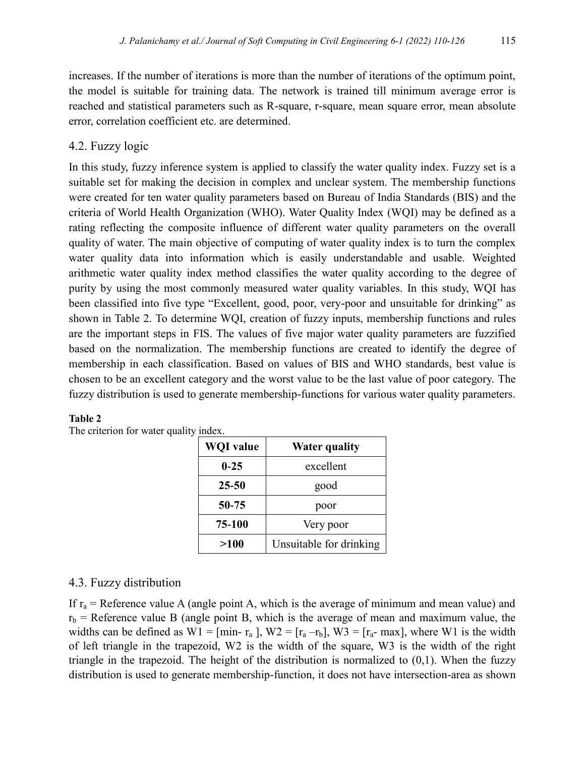increases. If the number of iterations is more than the number of iterations of the optimum point, the model is suitable for training data. The network is trained till minimum average error is reached and statistical parameters such as R-square, r-square, mean square error, mean absolute error, correlation coefficient etc. are determined.

### 4.2. Fuzzy logic

In this study, fuzzy inference system is applied to classify the water quality index. Fuzzy set is a suitable set for making the decision in complex and unclear system. The membership functions were created for ten water quality parameters based on Bureau of India Standards (BIS) and the criteria of World Health Organization (WHO). Water Quality Index (WQI) may be defined as a rating reflecting the composite influence of different water quality parameters on the overall quality of water. The main objective of computing of water quality index is to turn the complex water quality data into information which is easily understandable and usable. Weighted arithmetic water quality index method classifies the water quality according to the degree of purity by using the most commonly measured water quality variables. In this study, WQI has been classified into five type "Excellent, good, poor, very-poor and unsuitable for drinking" as shown in Table 2. To determine WQI, creation of fuzzy inputs, membership functions and rules are the important steps in FIS. The values of five major water quality parameters are fuzzified based on the normalization. The membership functions are created to identify the degree of membership in each classification. Based on values of BIS and WHO standards, best value is chosen to be an excellent category and the worst value to be the last value of poor category. The fuzzy distribution is used to generate membership-functions for various water quality parameters.

**Table 2**

The criterion for water quality index.

| WQI value | Water quality |
|---|---|
| **0-25** | excellent |
| **25-50** | good |
| **50-75** | poor |
| **75-100** | Very poor |
| **>100** | Unsuitable for drinking |

### 4.3. Fuzzy distribution

If $r_a$ = Reference value A (angle point A, which is the average of minimum and mean value) and $r_b$ = Reference value B (angle point B, which is the average of mean and maximum value, the widths can be defined as W1 = [min- $r_a$ ], W2 = [$r_a$ –$r_b$], W3 = [$r_a$- max], where W1 is the width of left triangle in the trapezoid, W2 is the width of the square, W3 is the width of the right triangle in the trapezoid. The height of the distribution is normalized to (0,1). When the fuzzy distribution is used to generate membership-function, it does not have intersection-area as shown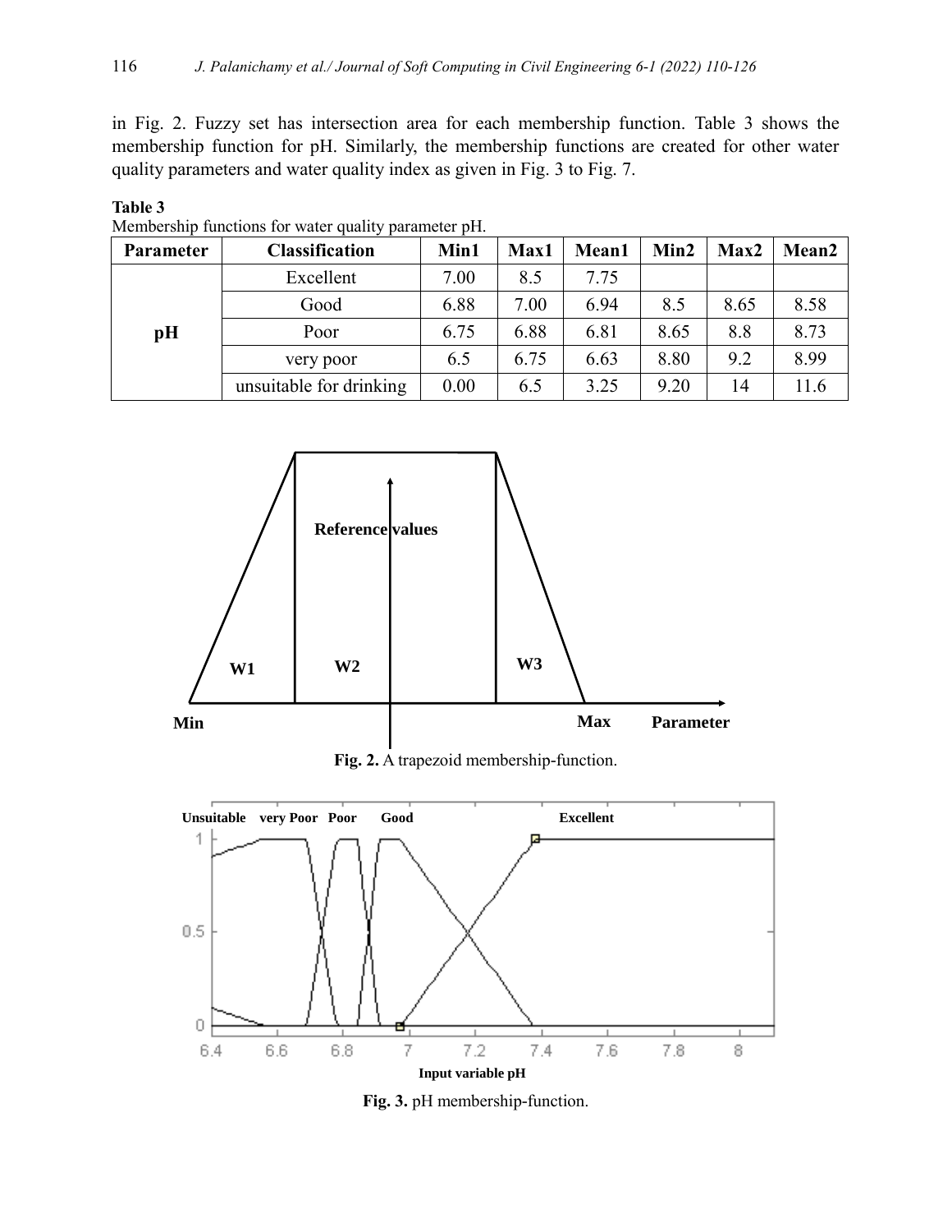in Fig. 2. Fuzzy set has intersection area for each membership function. Table 3 shows the membership function for pH. Similarly, the membership functions are created for other water quality parameters and water quality index as given in Fig. 3 to Fig. 7.

**Table 3**
Membership functions for water quality parameter pH.

| Parameter | Classification | Min1 | Max1 | Mean1 | Min2 | Max2 | Mean2 |
|---|---|---|---|---|---|---|---|
| pH | Excellent | 7.00 | 8.5 | 7.75 | | | |
| | Good | 6.88 | 7.00 | 6.94 | 8.5 | 8.65 | 8.58 |
| | Poor | 6.75 | 6.88 | 6.81 | 8.65 | 8.8 | 8.73 |
| | very poor | 6.5 | 6.75 | 6.63 | 8.80 | 9.2 | 8.99 |
| | unsuitable for drinking | 0.00 | 6.5 | 3.25 | 9.20 | 14 | 11.6 |

**Fig. 2.** A trapezoid membership-function.

**Fig. 3.** pH membership-function.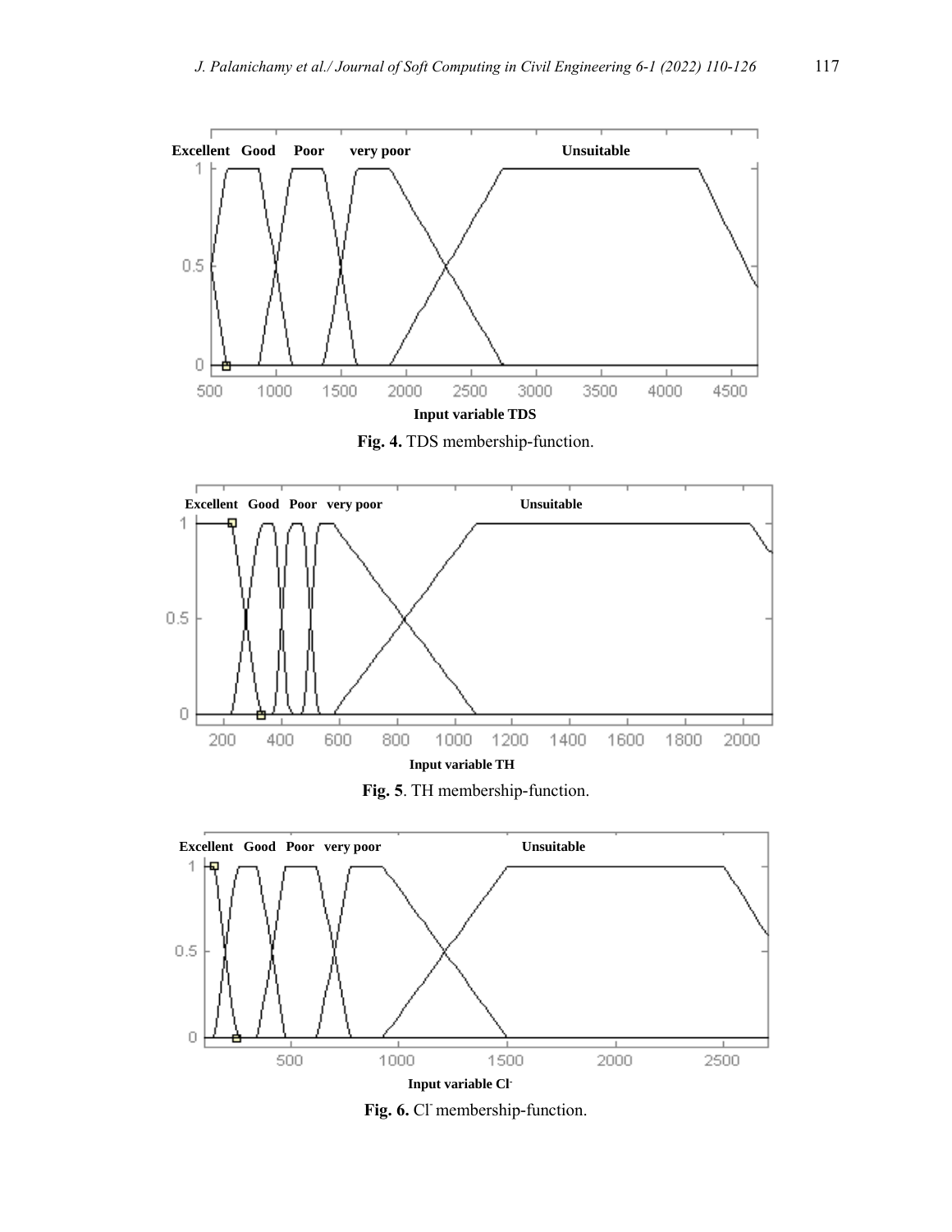Excellent Good Poor very poor Unsuitable

1
0.5
0

500 1000 1500 2000 2500 3000 3500 4000 4500

Input variable TDS

**Fig. 4.** TDS membership-function.

Excellent Good Poor very poor Unsuitable

1
0.5
0

200 400 600 800 1000 1200 1400 1600 1800 2000

Input variable TH

**Fig. 5**. TH membership-function.

Excellent Good Poor very poor Unsuitable

1
0.5
0

500 1000 1500 2000 2500

Input variable $Cl^-$

**Fig. 6.** $Cl^-$ membership-function.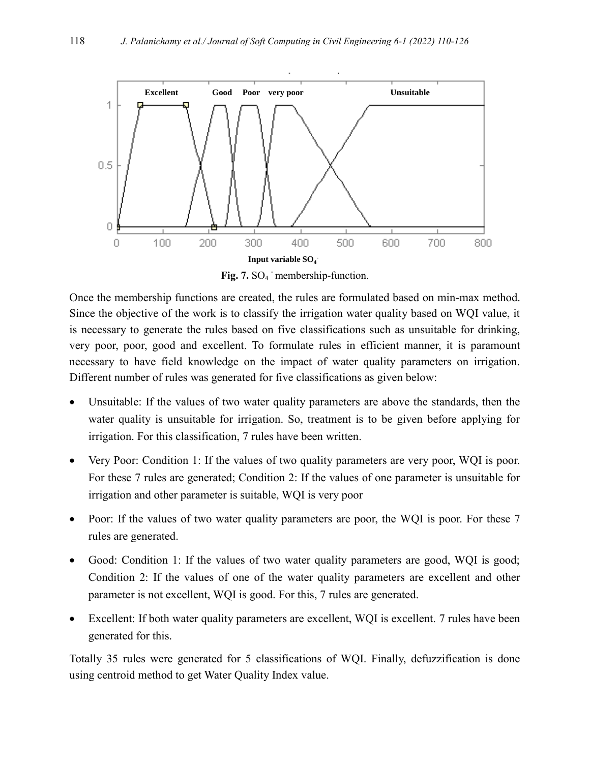Excellent
Good
Poor
very poor
Unsuitable

1
0.5
0

0
100
200
300
400
500
600
700
800

Input variable $SO_4^-$

**Fig. 7.** $SO_4^-$ membership-function.

Once the membership functions are created, the rules are formulated based on min-max method. Since the objective of the work is to classify the irrigation water quality based on WQI value, it is necessary to generate the rules based on five classifications such as unsuitable for drinking, very poor, poor, good and excellent. To formulate rules in efficient manner, it is paramount necessary to have field knowledge on the impact of water quality parameters on irrigation. Different number of rules was generated for five classifications as given below:

- Unsuitable: If the values of two water quality parameters are above the standards, then the water quality is unsuitable for irrigation. So, treatment is to be given before applying for irrigation. For this classification, 7 rules have been written.
- Very Poor: Condition 1: If the values of two quality parameters are very poor, WQI is poor. For these 7 rules are generated; Condition 2: If the values of one parameter is unsuitable for irrigation and other parameter is suitable, WQI is very poor
- Poor: If the values of two water quality parameters are poor, the WQI is poor. For these 7 rules are generated.
- Good: Condition 1: If the values of two water quality parameters are good, WQI is good; Condition 2: If the values of one of the water quality parameters are excellent and other parameter is not excellent, WQI is good. For this, 7 rules are generated.
- Excellent: If both water quality parameters are excellent, WQI is excellent. 7 rules have been generated for this.

Totally 35 rules were generated for 5 classifications of WQI. Finally, defuzzification is done using centroid method to get Water Quality Index value.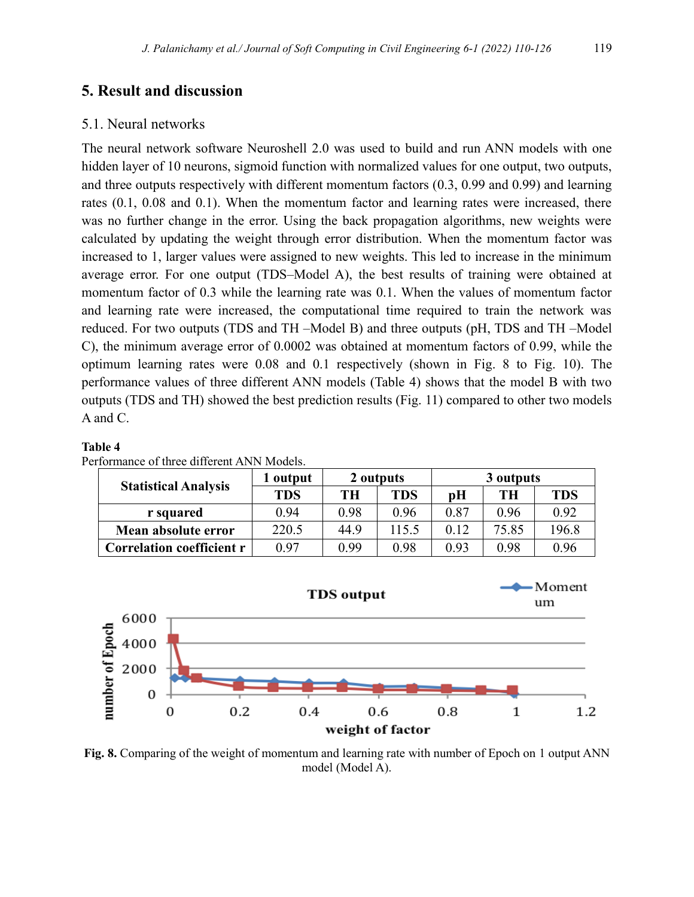## 5. Result and discussion

### 5.1. Neural networks

The neural network software Neuroshell 2.0 was used to build and run ANN models with one hidden layer of 10 neurons, sigmoid function with normalized values for one output, two outputs, and three outputs respectively with different momentum factors (0.3, 0.99 and 0.99) and learning rates (0.1, 0.08 and 0.1). When the momentum factor and learning rates were increased, there was no further change in the error. Using the back propagation algorithms, new weights were calculated by updating the weight through error distribution. When the momentum factor was increased to 1, larger values were assigned to new weights. This led to increase in the minimum average error. For one output (TDS–Model A), the best results of training were obtained at momentum factor of 0.3 while the learning rate was 0.1. When the values of momentum factor and learning rate were increased, the computational time required to train the network was reduced. For two outputs (TDS and TH –Model B) and three outputs (pH, TDS and TH –Model C), the minimum average error of 0.0002 was obtained at momentum factors of 0.99, while the optimum learning rates were 0.08 and 0.1 respectively (shown in Fig. 8 to Fig. 10). The performance values of three different ANN models (Table 4) shows that the model B with two outputs (TDS and TH) showed the best prediction results (Fig. 11) compared to other two models A and C.

**Table 4**
Performance of three different ANN Models.

| Statistical Analysis | 1 output | 2 outputs | | 3 outputs | | |
|---|---|---|---|---|---|---|
| | TDS | TH | TDS | pH | TH | TDS |
| r squared | 0.94 | 0.98 | 0.96 | 0.87 | 0.96 | 0.92 |
| Mean absolute error | 220.5 | 44.9 | 115.5 | 0.12 | 75.85 | 196.8 |
| Correlation coefficient r | 0.97 | 0.99 | 0.98 | 0.93 | 0.98 | 0.96 |

TDS output

Momentum

number of Epoch

6000
4000
2000
0

0 0.2 0.4 0.6 0.8 1 1.2

weight of factor

**Fig. 8.** Comparing of the weight of momentum and learning rate with number of Epoch on 1 output ANN model (Model A).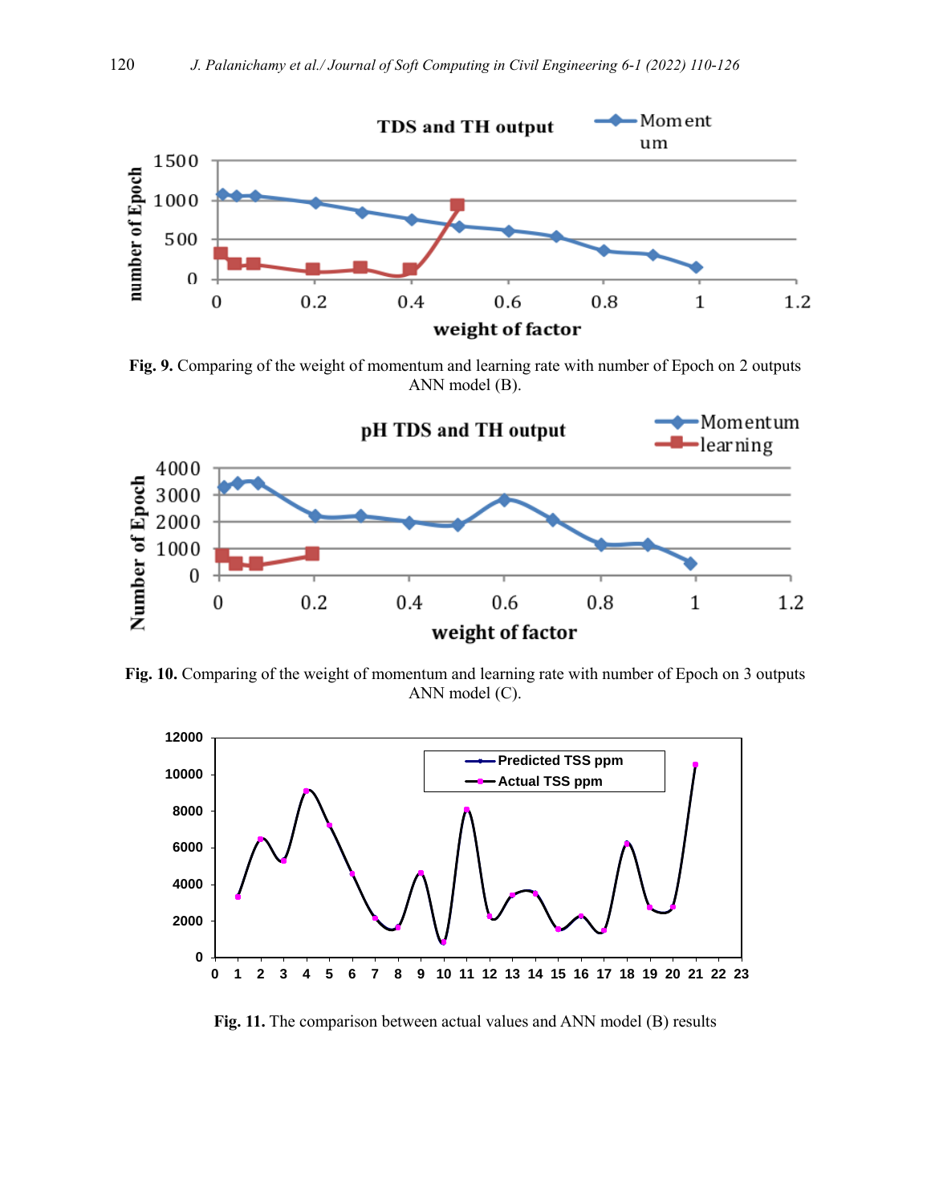TDS and TH output

Mom ent um

1500
1000
500
0

number of Epoch

0 0.2 0.4 0.6 0.8 1 1.2

weight of factor

**Fig. 9.** Comparing of the weight of momentum and learning rate with number of Epoch on 2 outputs ANN model (B).

pH TDS and TH output

Momentum
learning

4000
3000
2000
1000
0

Number of Epoch

0 0.2 0.4 0.6 0.8 1 1.2

weight of factor

**Fig. 10.** Comparing of the weight of momentum and learning rate with number of Epoch on 3 outputs ANN model (C).

12000
10000
8000
6000
4000
2000
0

Predicted TSS ppm
Actual TSS ppm

0 1 2 3 4 5 6 7 8 9 10 11 12 13 14 15 16 17 18 19 20 21 22 23

**Fig. 11.** The comparison between actual values and ANN model (B) results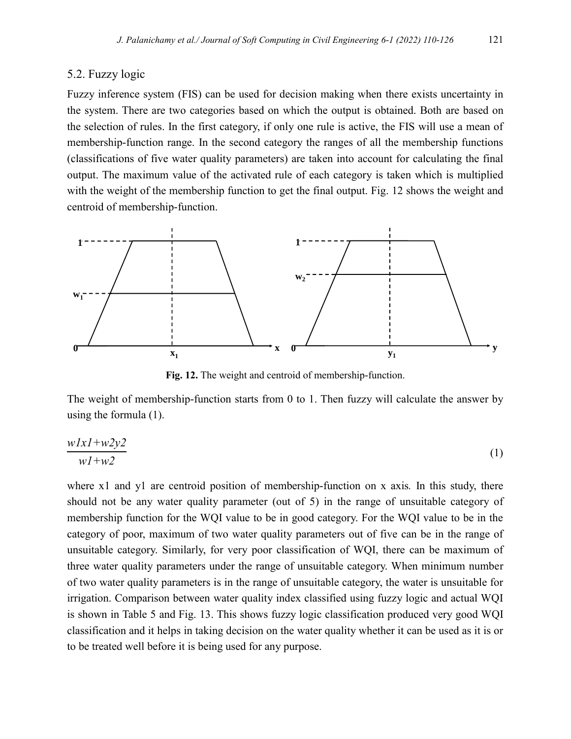### 5.2. Fuzzy logic

Fuzzy inference system (FIS) can be used for decision making when there exists uncertainty in the system. There are two categories based on which the output is obtained. Both are based on the selection of rules. In the first category, if only one rule is active, the FIS will use a mean of membership-function range. In the second category the ranges of all the membership functions (classifications of five water quality parameters) are taken into account for calculating the final output. The maximum value of the activated rule of each category is taken which is multiplied with the weight of the membership function to get the final output. Fig. 12 shows the weight and centroid of membership-function.

1
$w_1$
0
$x_1$
x

1
$w_2$
0
$y_1$
y

**Fig. 12.** The weight and centroid of membership-function.

The weight of membership-function starts from 0 to 1. Then fuzzy will calculate the answer by using the formula (1).

$$\frac{w1x1+w2y2}{w1+w2} \tag{1}$$

where x1 and y1 are centroid position of membership-function on x axis. In this study, there should not be any water quality parameter (out of 5) in the range of unsuitable category of membership function for the WQI value to be in good category. For the WQI value to be in the category of poor, maximum of two water quality parameters out of five can be in the range of unsuitable category. Similarly, for very poor classification of WQI, there can be maximum of three water quality parameters under the range of unsuitable category. When minimum number of two water quality parameters is in the range of unsuitable category, the water is unsuitable for irrigation. Comparison between water quality index classified using fuzzy logic and actual WQI is shown in Table 5 and Fig. 13. This shows fuzzy logic classification produced very good WQI classification and it helps in taking decision on the water quality whether it can be used as it is or to be treated well before it is being used for any purpose.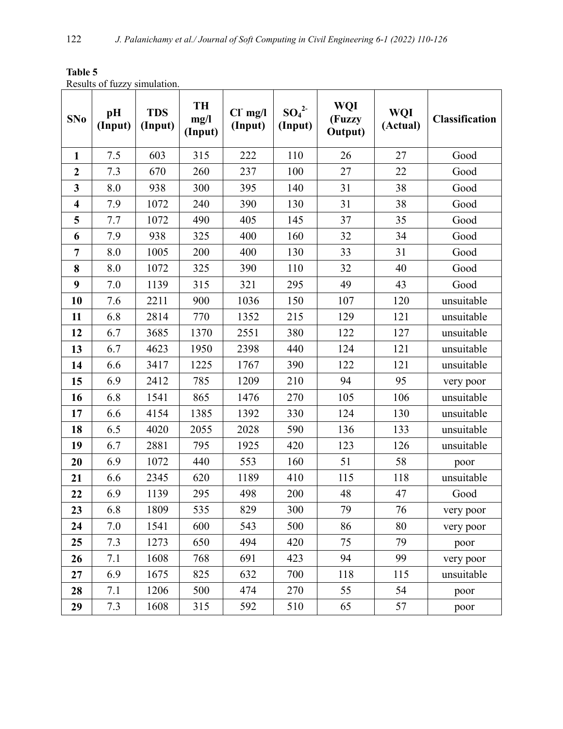**Table 5**
Results of fuzzy simulation.

| SNo | pH (Input) | TDS (Input) | TH mg/l (Input) | $Cl^-$ mg/l (Input) | $SO_4^{2-}$ (Input) | WQI (Fuzzy Output) | WQI (Actual) | Classification |
|---|---|---|---|---|---|---|---|---|
| 1 | 7.5 | 603 | 315 | 222 | 110 | 26 | 27 | Good |
| 2 | 7.3 | 670 | 260 | 237 | 100 | 27 | 22 | Good |
| 3 | 8.0 | 938 | 300 | 395 | 140 | 31 | 38 | Good |
| 4 | 7.9 | 1072 | 240 | 390 | 130 | 31 | 38 | Good |
| 5 | 7.7 | 1072 | 490 | 405 | 145 | 37 | 35 | Good |
| 6 | 7.9 | 938 | 325 | 400 | 160 | 32 | 34 | Good |
| 7 | 8.0 | 1005 | 200 | 400 | 130 | 33 | 31 | Good |
| 8 | 8.0 | 1072 | 325 | 390 | 110 | 32 | 40 | Good |
| 9 | 7.0 | 1139 | 315 | 321 | 295 | 49 | 43 | Good |
| 10 | 7.6 | 2211 | 900 | 1036 | 150 | 107 | 120 | unsuitable |
| 11 | 6.8 | 2814 | 770 | 1352 | 215 | 129 | 121 | unsuitable |
| 12 | 6.7 | 3685 | 1370 | 2551 | 380 | 122 | 127 | unsuitable |
| 13 | 6.7 | 4623 | 1950 | 2398 | 440 | 124 | 121 | unsuitable |
| 14 | 6.6 | 3417 | 1225 | 1767 | 390 | 122 | 121 | unsuitable |
| 15 | 6.9 | 2412 | 785 | 1209 | 210 | 94 | 95 | very poor |
| 16 | 6.8 | 1541 | 865 | 1476 | 270 | 105 | 106 | unsuitable |
| 17 | 6.6 | 4154 | 1385 | 1392 | 330 | 124 | 130 | unsuitable |
| 18 | 6.5 | 4020 | 2055 | 2028 | 590 | 136 | 133 | unsuitable |
| 19 | 6.7 | 2881 | 795 | 1925 | 420 | 123 | 126 | unsuitable |
| 20 | 6.9 | 1072 | 440 | 553 | 160 | 51 | 58 | poor |
| 21 | 6.6 | 2345 | 620 | 1189 | 410 | 115 | 118 | unsuitable |
| 22 | 6.9 | 1139 | 295 | 498 | 200 | 48 | 47 | Good |
| 23 | 6.8 | 1809 | 535 | 829 | 300 | 79 | 76 | very poor |
| 24 | 7.0 | 1541 | 600 | 543 | 500 | 86 | 80 | very poor |
| 25 | 7.3 | 1273 | 650 | 494 | 420 | 75 | 79 | poor |
| 26 | 7.1 | 1608 | 768 | 691 | 423 | 94 | 99 | very poor |
| 27 | 6.9 | 1675 | 825 | 632 | 700 | 118 | 115 | unsuitable |
| 28 | 7.1 | 1206 | 500 | 474 | 270 | 55 | 54 | poor |
| 29 | 7.3 | 1608 | 315 | 592 | 510 | 65 | 57 | poor |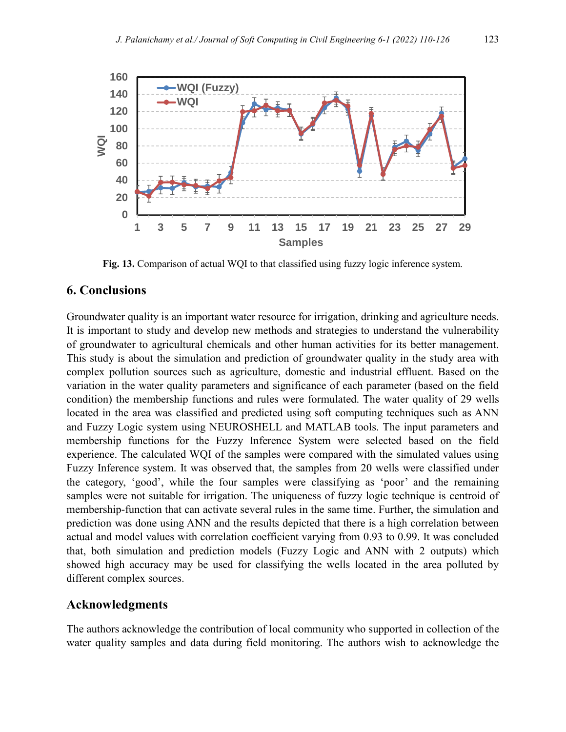160
140
120
100
80
60
40
20
0

WQI

WQI (Fuzzy)
WQI

1 3 5 7 9 11 13 15 17 19 21 23 25 27 29

Samples

**Fig. 13.** Comparison of actual WQI to that classified using fuzzy logic inference system.

## 6. Conclusions

Groundwater quality is an important water resource for irrigation, drinking and agriculture needs. It is important to study and develop new methods and strategies to understand the vulnerability of groundwater to agricultural chemicals and other human activities for its better management. This study is about the simulation and prediction of groundwater quality in the study area with complex pollution sources such as agriculture, domestic and industrial effluent. Based on the variation in the water quality parameters and significance of each parameter (based on the field condition) the membership functions and rules were formulated. The water quality of 29 wells located in the area was classified and predicted using soft computing techniques such as ANN and Fuzzy Logic system using NEUROSHELL and MATLAB tools. The input parameters and membership functions for the Fuzzy Inference System were selected based on the field experience. The calculated WQI of the samples were compared with the simulated values using Fuzzy Inference system. It was observed that, the samples from 20 wells were classified under the category, 'good', while the four samples were classifying as 'poor' and the remaining samples were not suitable for irrigation. The uniqueness of fuzzy logic technique is centroid of membership-function that can activate several rules in the same time. Further, the simulation and prediction was done using ANN and the results depicted that there is a high correlation between actual and model values with correlation coefficient varying from 0.93 to 0.99. It was concluded that, both simulation and prediction models (Fuzzy Logic and ANN with 2 outputs) which showed high accuracy may be used for classifying the wells located in the area polluted by different complex sources.

## Acknowledgments

The authors acknowledge the contribution of local community who supported in collection of the water quality samples and data during field monitoring. The authors wish to acknowledge the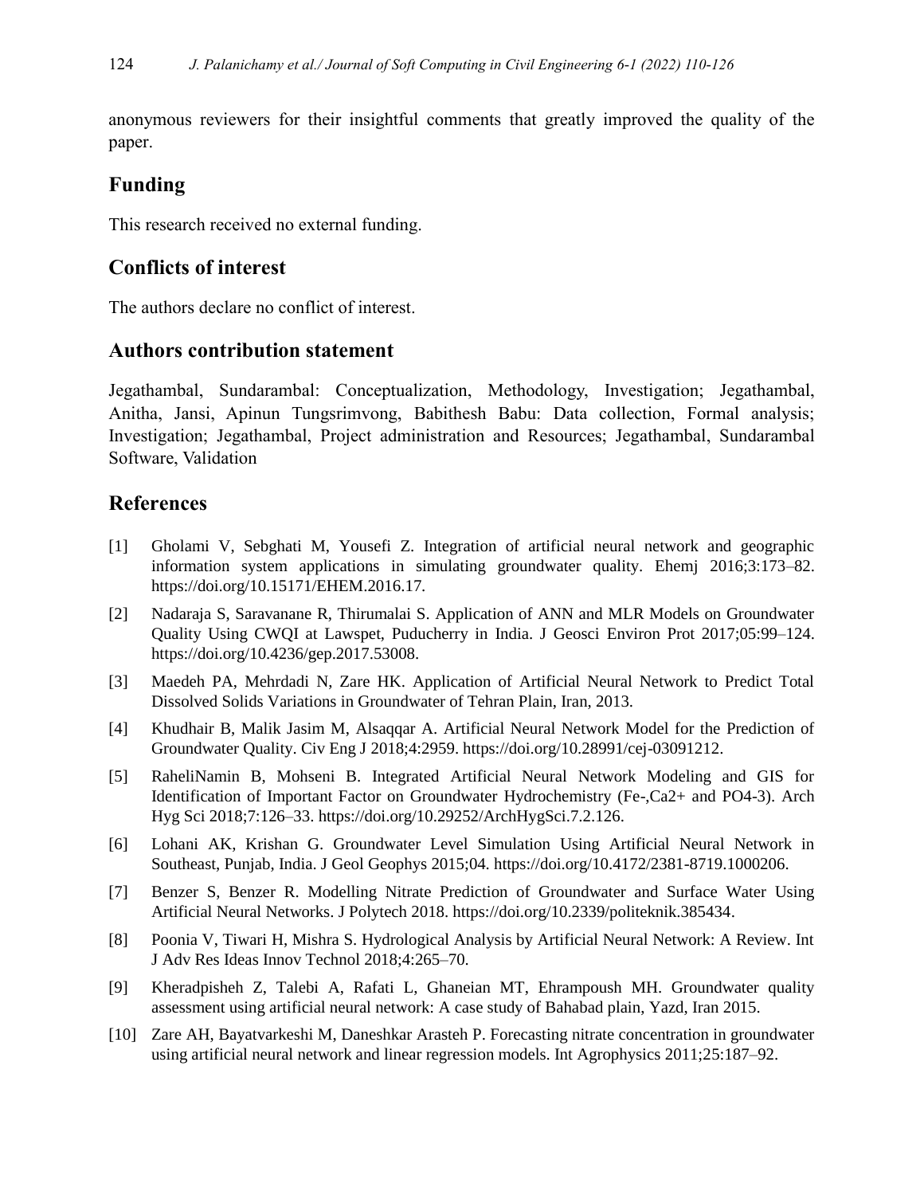anonymous reviewers for their insightful comments that greatly improved the quality of the paper.

## Funding

This research received no external funding.

## Conflicts of interest

The authors declare no conflict of interest.

## Authors contribution statement

Jegathambal, Sundarambal: Conceptualization, Methodology, Investigation; Jegathambal, Anitha, Jansi, Apinun Tungsrimvong, Babithesh Babu: Data collection, Formal analysis; Investigation; Jegathambal, Project administration and Resources; Jegathambal, Sundarambal Software, Validation

## References

[1] Gholami V, Sebghati M, Yousefi Z. Integration of artificial neural network and geographic information system applications in simulating groundwater quality. Ehemj 2016;3:173–82. https://doi.org/10.15171/EHEM.2016.17.

[2] Nadaraja S, Saravanane R, Thirumalai S. Application of ANN and MLR Models on Groundwater Quality Using CWQI at Lawspet, Puducherry in India. J Geosci Environ Prot 2017;05:99–124. https://doi.org/10.4236/gep.2017.53008.

[3] Maedeh PA, Mehrdadi N, Zare HK. Application of Artificial Neural Network to Predict Total Dissolved Solids Variations in Groundwater of Tehran Plain, Iran, 2013.

[4] Khudhair B, Malik Jasim M, Alsaqqar A. Artificial Neural Network Model for the Prediction of Groundwater Quality. Civ Eng J 2018;4:2959. https://doi.org/10.28991/cej-03091212.

[5] RaheliNamin B, Mohseni B. Integrated Artificial Neural Network Modeling and GIS for Identification of Important Factor on Groundwater Hydrochemistry ($Fe^{-}$,$Ca^{2+}$ and $PO_4^{-3}$). Arch Hyg Sci 2018;7:126–33. https://doi.org/10.29252/ArchHygSci.7.2.126.

[6] Lohani AK, Krishan G. Groundwater Level Simulation Using Artificial Neural Network in Southeast, Punjab, India. J Geol Geophys 2015;04. https://doi.org/10.4172/2381-8719.1000206.

[7] Benzer S, Benzer R. Modelling Nitrate Prediction of Groundwater and Surface Water Using Artificial Neural Networks. J Polytech 2018. https://doi.org/10.2339/politeknik.385434.

[8] Poonia V, Tiwari H, Mishra S. Hydrological Analysis by Artificial Neural Network: A Review. Int J Adv Res Ideas Innov Technol 2018;4:265–70.

[9] Kheradpisheh Z, Talebi A, Rafati L, Ghaneian MT, Ehrampoush MH. Groundwater quality assessment using artificial neural network: A case study of Bahabad plain, Yazd, Iran 2015.

[10] Zare AH, Bayatvarkeshi M, Daneshkar Arasteh P. Forecasting nitrate concentration in groundwater using artificial neural network and linear regression models. Int Agrophysics 2011;25:187–92.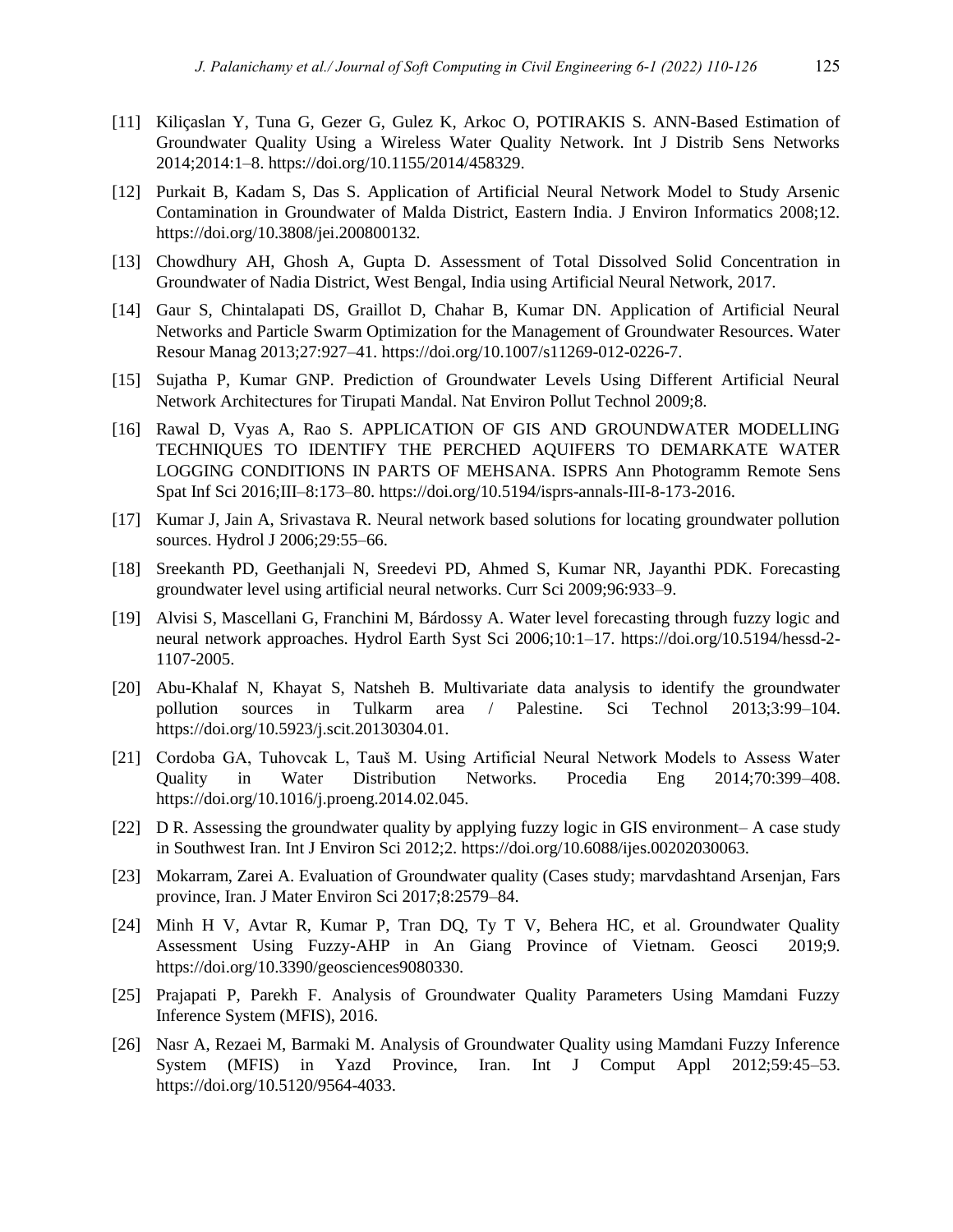[11] Kiliçaslan Y, Tuna G, Gezer G, Gulez K, Arkoc O, POTIRAKIS S. ANN-Based Estimation of Groundwater Quality Using a Wireless Water Quality Network. Int J Distrib Sens Networks 2014;2014:1–8. https://doi.org/10.1155/2014/458329.

[12] Purkait B, Kadam S, Das S. Application of Artificial Neural Network Model to Study Arsenic Contamination in Groundwater of Malda District, Eastern India. J Environ Informatics 2008;12. https://doi.org/10.3808/jei.200800132.

[13] Chowdhury AH, Ghosh A, Gupta D. Assessment of Total Dissolved Solid Concentration in Groundwater of Nadia District, West Bengal, India using Artificial Neural Network, 2017.

[14] Gaur S, Chintalapati DS, Graillot D, Chahar B, Kumar DN. Application of Artificial Neural Networks and Particle Swarm Optimization for the Management of Groundwater Resources. Water Resour Manag 2013;27:927–41. https://doi.org/10.1007/s11269-012-0226-7.

[15] Sujatha P, Kumar GNP. Prediction of Groundwater Levels Using Different Artificial Neural Network Architectures for Tirupati Mandal. Nat Environ Pollut Technol 2009;8.

[16] Rawal D, Vyas A, Rao S. APPLICATION OF GIS AND GROUNDWATER MODELLING TECHNIQUES TO IDENTIFY THE PERCHED AQUIFERS TO DEMARKATE WATER LOGGING CONDITIONS IN PARTS OF MEHSANA. ISPRS Ann Photogramm Remote Sens Spat Inf Sci 2016;III–8:173–80. https://doi.org/10.5194/isprs-annals-III-8-173-2016.

[17] Kumar J, Jain A, Srivastava R. Neural network based solutions for locating groundwater pollution sources. Hydrol J 2006;29:55–66.

[18] Sreekanth PD, Geethanjali N, Sreedevi PD, Ahmed S, Kumar NR, Jayanthi PDK. Forecasting groundwater level using artificial neural networks. Curr Sci 2009;96:933–9.

[19] Alvisi S, Mascellani G, Franchini M, Bárdossy A. Water level forecasting through fuzzy logic and neural network approaches. Hydrol Earth Syst Sci 2006;10:1–17. https://doi.org/10.5194/hessd-2-1107-2005.

[20] Abu-Khalaf N, Khayat S, Natsheh B. Multivariate data analysis to identify the groundwater pollution sources in Tulkarm area / Palestine. Sci Technol 2013;3:99–104. https://doi.org/10.5923/j.scit.20130304.01.

[21] Cordoba GA, Tuhovcak L, Tauš M. Using Artificial Neural Network Models to Assess Water Quality in Water Distribution Networks. Procedia Eng 2014;70:399–408. https://doi.org/10.1016/j.proeng.2014.02.045.

[22] D R. Assessing the groundwater quality by applying fuzzy logic in GIS environment– A case study in Southwest Iran. Int J Environ Sci 2012;2. https://doi.org/10.6088/ijes.00202030063.

[23] Mokarram, Zarei A. Evaluation of Groundwater quality (Cases study; marvdashtand Arsenjan, Fars province, Iran. J Mater Environ Sci 2017;8:2579–84.

[24] Minh H V, Avtar R, Kumar P, Tran DQ, Ty T V, Behera HC, et al. Groundwater Quality Assessment Using Fuzzy-AHP in An Giang Province of Vietnam. Geosci 2019;9. https://doi.org/10.3390/geosciences9080330.

[25] Prajapati P, Parekh F. Analysis of Groundwater Quality Parameters Using Mamdani Fuzzy Inference System (MFIS), 2016.

[26] Nasr A, Rezaei M, Barmaki M. Analysis of Groundwater Quality using Mamdani Fuzzy Inference System (MFIS) in Yazd Province, Iran. Int J Comput Appl 2012;59:45–53. https://doi.org/10.5120/9564-4033.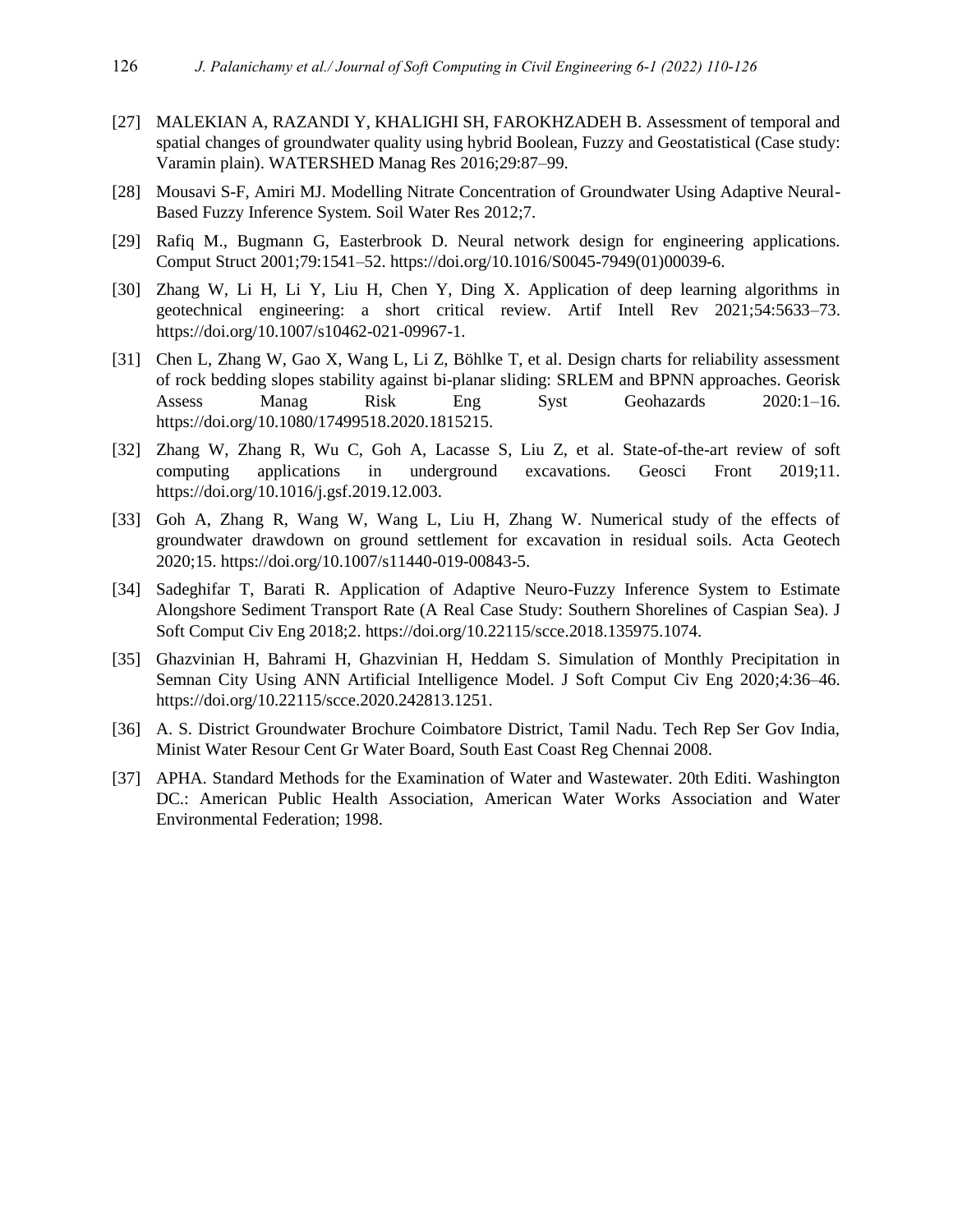[27] MALEKIAN A, RAZANDI Y, KHALIGHI SH, FAROKHZADEH B. Assessment of temporal and spatial changes of groundwater quality using hybrid Boolean, Fuzzy and Geostatistical (Case study: Varamin plain). WATERSHED Manag Res 2016;29:87–99.

[28] Mousavi S-F, Amiri MJ. Modelling Nitrate Concentration of Groundwater Using Adaptive Neural-Based Fuzzy Inference System. Soil Water Res 2012;7.

[29] Rafiq M., Bugmann G, Easterbrook D. Neural network design for engineering applications. Comput Struct 2001;79:1541–52. https://doi.org/10.1016/S0045-7949(01)00039-6.

[30] Zhang W, Li H, Li Y, Liu H, Chen Y, Ding X. Application of deep learning algorithms in geotechnical engineering: a short critical review. Artif Intell Rev 2021;54:5633–73. https://doi.org/10.1007/s10462-021-09967-1.

[31] Chen L, Zhang W, Gao X, Wang L, Li Z, Böhlke T, et al. Design charts for reliability assessment of rock bedding slopes stability against bi-planar sliding: SRLEM and BPNN approaches. Georisk Assess Manag Risk Eng Syst Geohazards 2020:1–16. https://doi.org/10.1080/17499518.2020.1815215.

[32] Zhang W, Zhang R, Wu C, Goh A, Lacasse S, Liu Z, et al. State-of-the-art review of soft computing applications in underground excavations. Geosci Front 2019;11. https://doi.org/10.1016/j.gsf.2019.12.003.

[33] Goh A, Zhang R, Wang W, Wang L, Liu H, Zhang W. Numerical study of the effects of groundwater drawdown on ground settlement for excavation in residual soils. Acta Geotech 2020;15. https://doi.org/10.1007/s11440-019-00843-5.

[34] Sadeghifar T, Barati R. Application of Adaptive Neuro-Fuzzy Inference System to Estimate Alongshore Sediment Transport Rate (A Real Case Study: Southern Shorelines of Caspian Sea). J Soft Comput Civ Eng 2018;2. https://doi.org/10.22115/scce.2018.135975.1074.

[35] Ghazvinian H, Bahrami H, Ghazvinian H, Heddam S. Simulation of Monthly Precipitation in Semnan City Using ANN Artificial Intelligence Model. J Soft Comput Civ Eng 2020;4:36–46. https://doi.org/10.22115/scce.2020.242813.1251.

[36] A. S. District Groundwater Brochure Coimbatore District, Tamil Nadu. Tech Rep Ser Gov India, Minist Water Resour Cent Gr Water Board, South East Coast Reg Chennai 2008.

[37] APHA. Standard Methods for the Examination of Water and Wastewater. 20th Editi. Washington DC.: American Public Health Association, American Water Works Association and Water Environmental Federation; 1998.